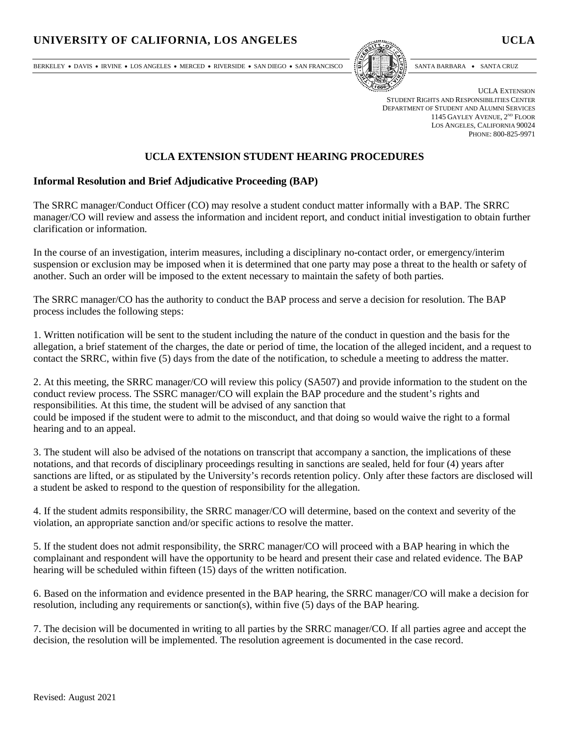**UNIVERSITY OF CALIFORNIA, LOS ANGELES** **UCLA**

BERKELEY • DAVIS • IRVINE • LOS ANGELES • MERCED • RIVERSIDE • SAN DIEGO • SAN FRANCISCO SANTA BARBARA • SANTA CRUZ

UCLA EXTENSION
STUDENT RIGHTS AND RESPONSIBILITIES CENTER
DEPARTMENT OF STUDENT AND ALUMNI SERVICES
1145 GAYLEY AVENUE, 2ND FLOOR
LOS ANGELES, CALIFORNIA 90024
PHONE: 800-825-9971

# UCLA EXTENSION STUDENT HEARING PROCEDURES

## Informal Resolution and Brief Adjudicative Proceeding (BAP)

The SRRC manager/Conduct Officer (CO) may resolve a student conduct matter informally with a BAP. The SRRC manager/CO will review and assess the information and incident report, and conduct initial investigation to obtain further clarification or information.

In the course of an investigation, interim measures, including a disciplinary no-contact order, or emergency/interim suspension or exclusion may be imposed when it is determined that one party may pose a threat to the health or safety of another. Such an order will be imposed to the extent necessary to maintain the safety of both parties.

The SRRC manager/CO has the authority to conduct the BAP process and serve a decision for resolution. The BAP process includes the following steps:

1. Written notification will be sent to the student including the nature of the conduct in question and the basis for the allegation, a brief statement of the charges, the date or period of time, the location of the alleged incident, and a request to contact the SRRC, within five (5) days from the date of the notification, to schedule a meeting to address the matter.

2. At this meeting, the SRRC manager/CO will review this policy (SA507) and provide information to the student on the conduct review process. The SSRC manager/CO will explain the BAP procedure and the student's rights and responsibilities. At this time, the student will be advised of any sanction that could be imposed if the student were to admit to the misconduct, and that doing so would waive the right to a formal hearing and to an appeal.

3. The student will also be advised of the notations on transcript that accompany a sanction, the implications of these notations, and that records of disciplinary proceedings resulting in sanctions are sealed, held for four (4) years after sanctions are lifted, or as stipulated by the University's records retention policy. Only after these factors are disclosed will a student be asked to respond to the question of responsibility for the allegation.

4. If the student admits responsibility, the SRRC manager/CO will determine, based on the context and severity of the violation, an appropriate sanction and/or specific actions to resolve the matter.

5. If the student does not admit responsibility, the SRRC manager/CO will proceed with a BAP hearing in which the complainant and respondent will have the opportunity to be heard and present their case and related evidence. The BAP hearing will be scheduled within fifteen (15) days of the written notification.

6. Based on the information and evidence presented in the BAP hearing, the SRRC manager/CO will make a decision for resolution, including any requirements or sanction(s), within five (5) days of the BAP hearing.

7. The decision will be documented in writing to all parties by the SRRC manager/CO. If all parties agree and accept the decision, the resolution will be implemented. The resolution agreement is documented in the case record.

Revised: August 2021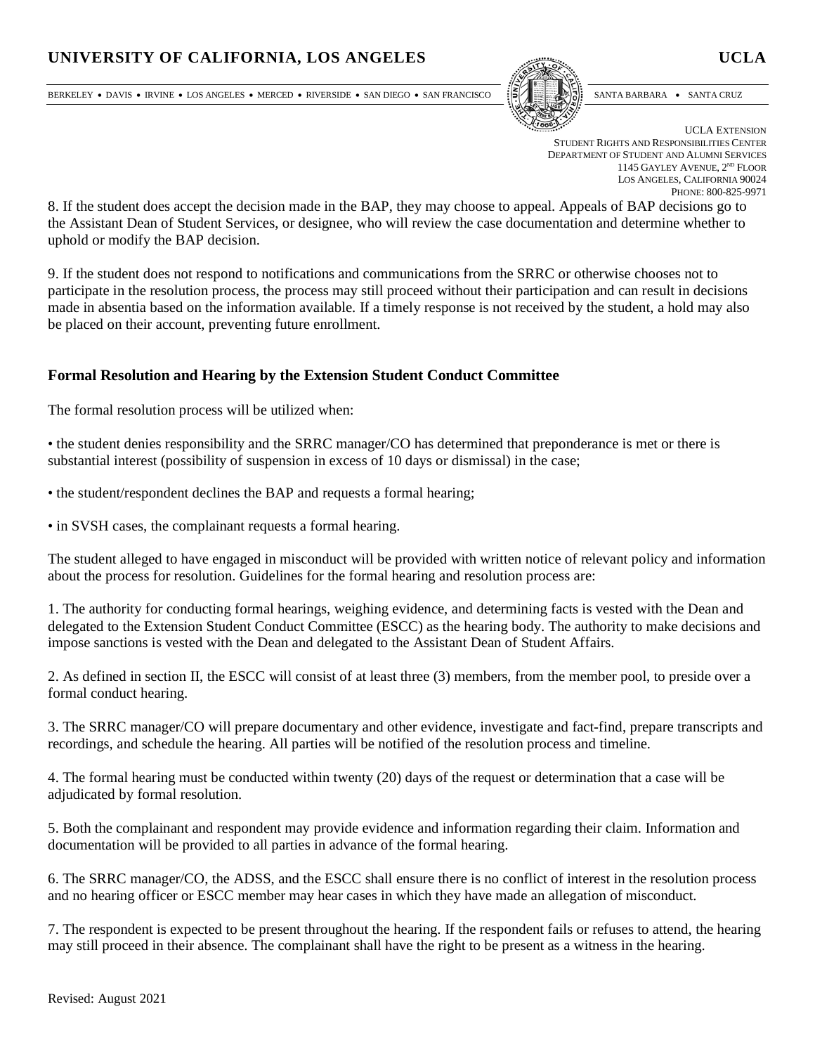8. If the student does accept the decision made in the BAP, they may choose to appeal. Appeals of BAP decisions go to the Assistant Dean of Student Services, or designee, who will review the case documentation and determine whether to uphold or modify the BAP decision.

9. If the student does not respond to notifications and communications from the SRRC or otherwise chooses not to participate in the resolution process, the process may still proceed without their participation and can result in decisions made in absentia based on the information available. If a timely response is not received by the student, a hold may also be placed on their account, preventing future enrollment.

## Formal Resolution and Hearing by the Extension Student Conduct Committee

The formal resolution process will be utilized when:

• the student denies responsibility and the SRRC manager/CO has determined that preponderance is met or there is substantial interest (possibility of suspension in excess of 10 days or dismissal) in the case;

• the student/respondent declines the BAP and requests a formal hearing;

• in SVSH cases, the complainant requests a formal hearing.

The student alleged to have engaged in misconduct will be provided with written notice of relevant policy and information about the process for resolution. Guidelines for the formal hearing and resolution process are:

1. The authority for conducting formal hearings, weighing evidence, and determining facts is vested with the Dean and delegated to the Extension Student Conduct Committee (ESCC) as the hearing body. The authority to make decisions and impose sanctions is vested with the Dean and delegated to the Assistant Dean of Student Affairs.

2. As defined in section II, the ESCC will consist of at least three (3) members, from the member pool, to preside over a formal conduct hearing.

3. The SRRC manager/CO will prepare documentary and other evidence, investigate and fact-find, prepare transcripts and recordings, and schedule the hearing. All parties will be notified of the resolution process and timeline.

4. The formal hearing must be conducted within twenty (20) days of the request or determination that a case will be adjudicated by formal resolution.

5. Both the complainant and respondent may provide evidence and information regarding their claim. Information and documentation will be provided to all parties in advance of the formal hearing.

6. The SRRC manager/CO, the ADSS, and the ESCC shall ensure there is no conflict of interest in the resolution process and no hearing officer or ESCC member may hear cases in which they have made an allegation of misconduct.

7. The respondent is expected to be present throughout the hearing. If the respondent fails or refuses to attend, the hearing may still proceed in their absence. The complainant shall have the right to be present as a witness in the hearing.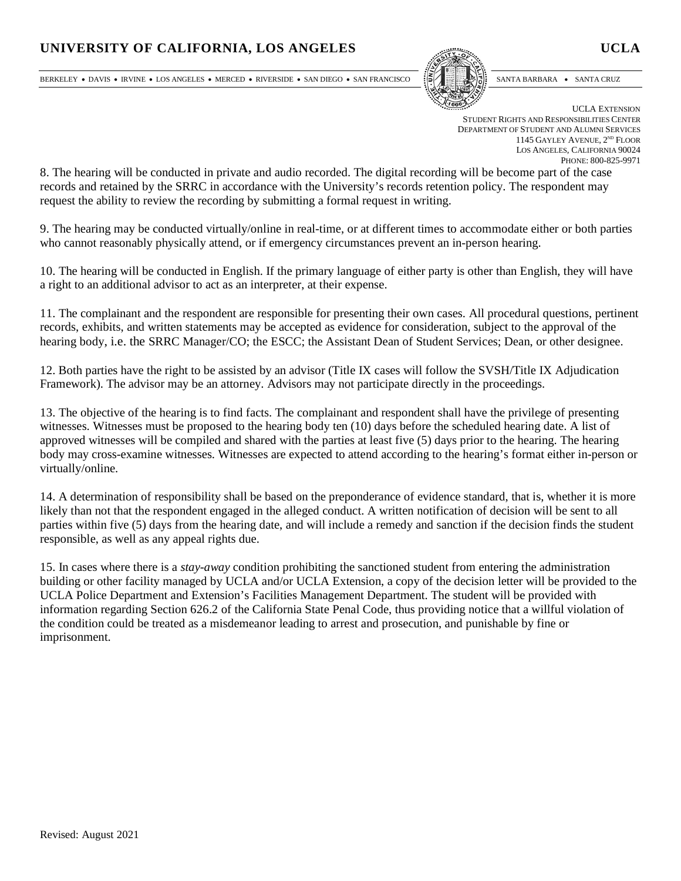8. The hearing will be conducted in private and audio recorded. The digital recording will be become part of the case records and retained by the SRRC in accordance with the University's records retention policy. The respondent may request the ability to review the recording by submitting a formal request in writing.

9. The hearing may be conducted virtually/online in real-time, or at different times to accommodate either or both parties who cannot reasonably physically attend, or if emergency circumstances prevent an in-person hearing.

10. The hearing will be conducted in English. If the primary language of either party is other than English, they will have a right to an additional advisor to act as an interpreter, at their expense.

11. The complainant and the respondent are responsible for presenting their own cases. All procedural questions, pertinent records, exhibits, and written statements may be accepted as evidence for consideration, subject to the approval of the hearing body, i.e. the SRRC Manager/CO; the ESCC; the Assistant Dean of Student Services; Dean, or other designee.

12. Both parties have the right to be assisted by an advisor (Title IX cases will follow the SVSH/Title IX Adjudication Framework). The advisor may be an attorney. Advisors may not participate directly in the proceedings.

13. The objective of the hearing is to find facts. The complainant and respondent shall have the privilege of presenting witnesses. Witnesses must be proposed to the hearing body ten (10) days before the scheduled hearing date. A list of approved witnesses will be compiled and shared with the parties at least five (5) days prior to the hearing. The hearing body may cross-examine witnesses. Witnesses are expected to attend according to the hearing's format either in-person or virtually/online.

14. A determination of responsibility shall be based on the preponderance of evidence standard, that is, whether it is more likely than not that the respondent engaged in the alleged conduct. A written notification of decision will be sent to all parties within five (5) days from the hearing date, and will include a remedy and sanction if the decision finds the student responsible, as well as any appeal rights due.

15. In cases where there is a *stay-away* condition prohibiting the sanctioned student from entering the administration building or other facility managed by UCLA and/or UCLA Extension, a copy of the decision letter will be provided to the UCLA Police Department and Extension's Facilities Management Department. The student will be provided with information regarding Section 626.2 of the California State Penal Code, thus providing notice that a willful violation of the condition could be treated as a misdemeanor leading to arrest and prosecution, and punishable by fine or imprisonment.

Revised: August 2021